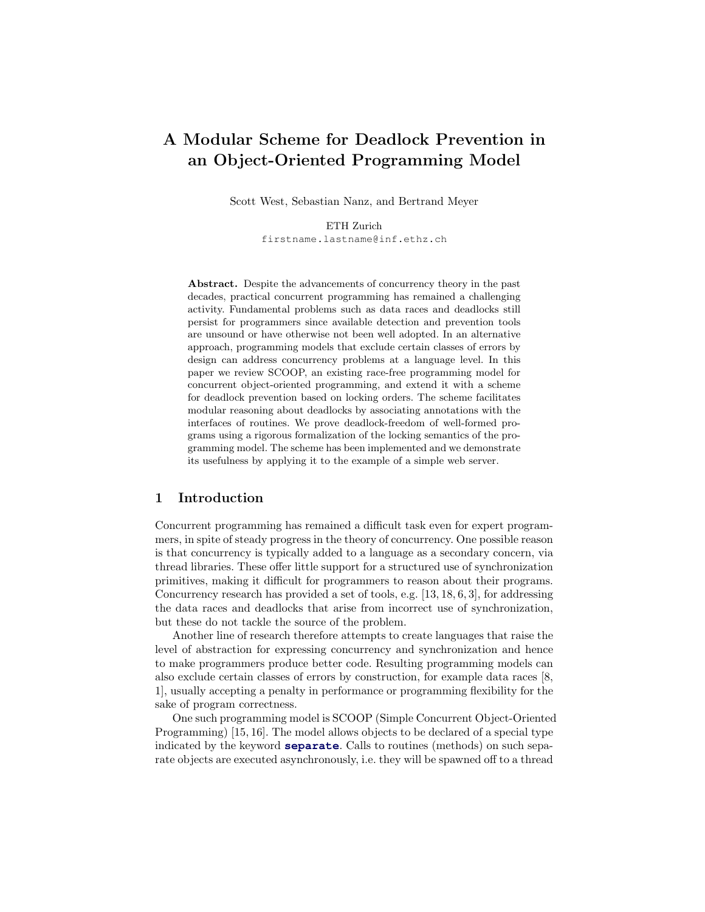# A Modular Scheme for Deadlock Prevention in an Object-Oriented Programming Model

Scott West, Sebastian Nanz, and Bertrand Meyer

ETH Zurich
firstname.lastname@inf.ethz.ch

**Abstract.** Despite the advancements of concurrency theory in the past decades, practical concurrent programming has remained a challenging activity. Fundamental problems such as data races and deadlocks still persist for programmers since available detection and prevention tools are unsound or have otherwise not been well adopted. In an alternative approach, programming models that exclude certain classes of errors by design can address concurrency problems at a language level. In this paper we review SCOOP, an existing race-free programming model for concurrent object-oriented programming, and extend it with a scheme for deadlock prevention based on locking orders. The scheme facilitates modular reasoning about deadlocks by associating annotations with the interfaces of routines. We prove deadlock-freedom of well-formed programs using a rigorous formalization of the locking semantics of the programming model. The scheme has been implemented and we demonstrate its usefulness by applying it to the example of a simple web server.

## 1 Introduction

Concurrent programming has remained a difficult task even for expert programmers, in spite of steady progress in the theory of concurrency. One possible reason is that concurrency is typically added to a language as a secondary concern, via thread libraries. These offer little support for a structured use of synchronization primitives, making it difficult for programmers to reason about their programs. Concurrency research has provided a set of tools, e.g. [13, 18, 6, 3], for addressing the data races and deadlocks that arise from incorrect use of synchronization, but these do not tackle the source of the problem.

Another line of research therefore attempts to create languages that raise the level of abstraction for expressing concurrency and synchronization and hence to make programmers produce better code. Resulting programming models can also exclude certain classes of errors by construction, for example data races [8, 1], usually accepting a penalty in performance or programming flexibility for the sake of program correctness.

One such programming model is SCOOP (Simple Concurrent Object-Oriented Programming) [15, 16]. The model allows objects to be declared of a special type indicated by the keyword **separate**. Calls to routines (methods) on such separate objects are executed asynchronously, i.e. they will be spawned off to a thread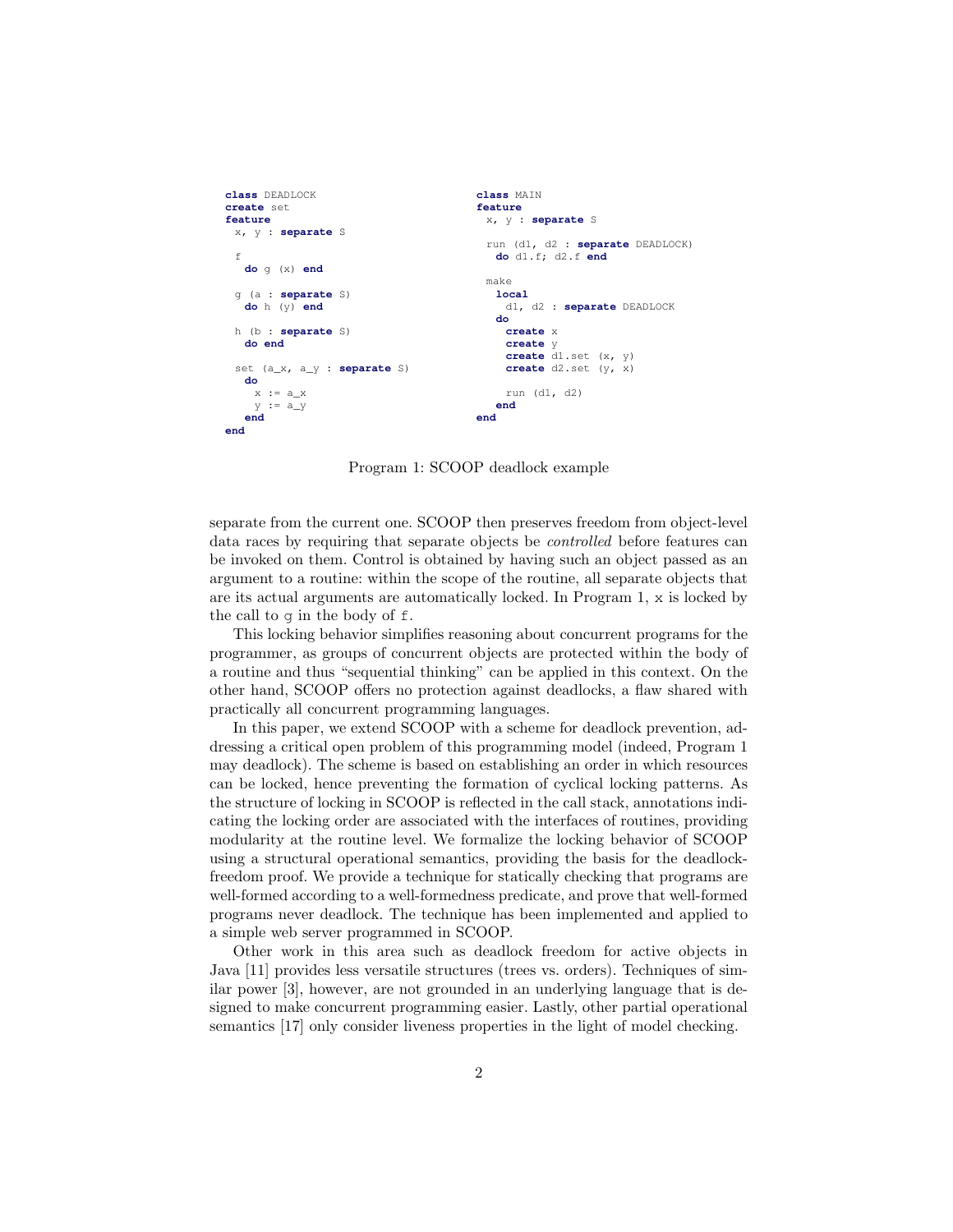```
class DEADLOCK
create set
feature
  x, y : separate S

  f
    do g (x) end

  g (a : separate S)
    do h (y) end

  h (b : separate S)
    do end

  set (a_x, a_y : separate S)
    do
      x := a_x
      y := a_y
    end
end
```

```
class MAIN
feature
  x, y : separate S

  run (d1, d2 : separate DEADLOCK)
    do d1.f; d2.f end

  make
    local
      d1, d2 : separate DEADLOCK
    do
      create x
      create y
      create d1.set (x, y)
      create d2.set (y, x)

      run (d1, d2)
    end
end
```

Program 1: SCOOP deadlock example

separate from the current one. SCOOP then preserves freedom from object-level data races by requiring that separate objects be *controlled* before features can be invoked on them. Control is obtained by having such an object passed as an argument to a routine: within the scope of the routine, all separate objects that are its actual arguments are automatically locked. In Program 1, x is locked by the call to g in the body of f.

This locking behavior simplifies reasoning about concurrent programs for the programmer, as groups of concurrent objects are protected within the body of a routine and thus "sequential thinking" can be applied in this context. On the other hand, SCOOP offers no protection against deadlocks, a flaw shared with practically all concurrent programming languages.

In this paper, we extend SCOOP with a scheme for deadlock prevention, addressing a critical open problem of this programming model (indeed, Program 1 may deadlock). The scheme is based on establishing an order in which resources can be locked, hence preventing the formation of cyclical locking patterns. As the structure of locking in SCOOP is reflected in the call stack, annotations indicating the locking order are associated with the interfaces of routines, providing modularity at the routine level. We formalize the locking behavior of SCOOP using a structural operational semantics, providing the basis for the deadlock-freedom proof. We provide a technique for statically checking that programs are well-formed according to a well-formedness predicate, and prove that well-formed programs never deadlock. The technique has been implemented and applied to a simple web server programmed in SCOOP.

Other work in this area such as deadlock freedom for active objects in Java [11] provides less versatile structures (trees vs. orders). Techniques of similar power [3], however, are not grounded in an underlying language that is designed to make concurrent programming easier. Lastly, other partial operational semantics [17] only consider liveness properties in the light of model checking.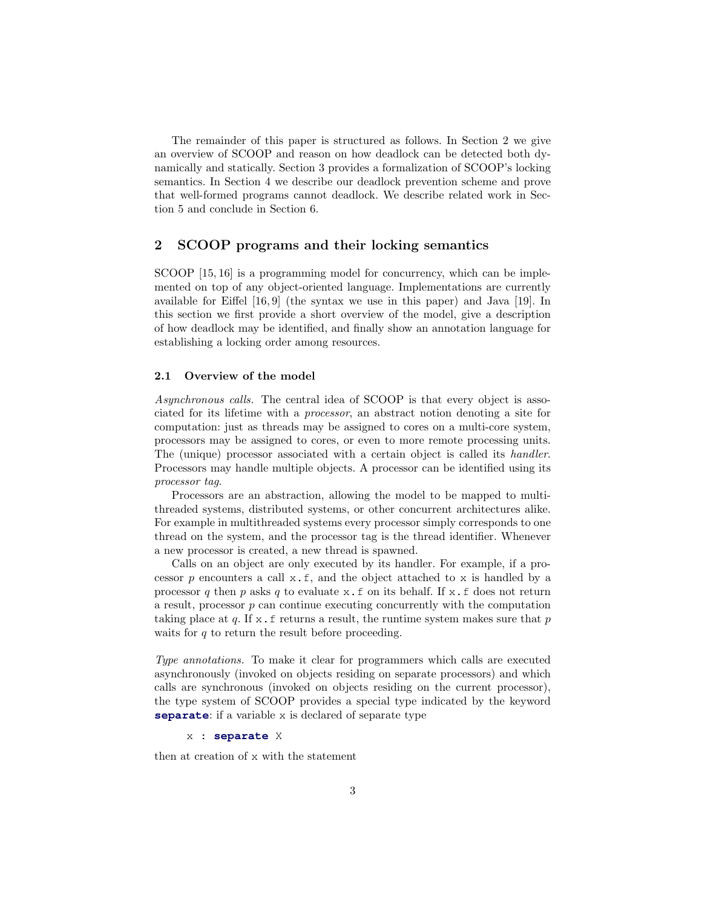The remainder of this paper is structured as follows. In Section 2 we give an overview of SCOOP and reason on how deadlock can be detected both dynamically and statically. Section 3 provides a formalization of SCOOP's locking semantics. In Section 4 we describe our deadlock prevention scheme and prove that well-formed programs cannot deadlock. We describe related work in Section 5 and conclude in Section 6.

## 2 SCOOP programs and their locking semantics

SCOOP [15, 16] is a programming model for concurrency, which can be implemented on top of any object-oriented language. Implementations are currently available for Eiffel [16, 9] (the syntax we use in this paper) and Java [19]. In this section we first provide a short overview of the model, give a description of how deadlock may be identified, and finally show an annotation language for establishing a locking order among resources.

### 2.1 Overview of the model

*Asynchronous calls.* The central idea of SCOOP is that every object is associated for its lifetime with a *processor*, an abstract notion denoting a site for computation: just as threads may be assigned to cores on a multi-core system, processors may be assigned to cores, or even to more remote processing units. The (unique) processor associated with a certain object is called its *handler*. Processors may handle multiple objects. A processor can be identified using its *processor tag*.

Processors are an abstraction, allowing the model to be mapped to multi-threaded systems, distributed systems, or other concurrent architectures alike. For example in multithreaded systems every processor simply corresponds to one thread on the system, and the processor tag is the thread identifier. Whenever a new processor is created, a new thread is spawned.

Calls on an object are only executed by its handler. For example, if a processor $p$ encounters a call `x.f`, and the object attached to `x` is handled by a processor $q$ then $p$ asks $q$ to evaluate `x.f` on its behalf. If `x.f` does not return a result, processor $p$ can continue executing concurrently with the computation taking place at $q$. If `x.f` returns a result, the runtime system makes sure that $p$ waits for $q$ to return the result before proceeding.

*Type annotations.* To make it clear for programmers which calls are executed asynchronously (invoked on objects residing on separate processors) and which calls are synchronous (invoked on objects residing on the current processor), the type system of SCOOP provides a special type indicated by the keyword **separate**: if a variable `x` is declared of separate type

```
x : separate X
```

then at creation of `x` with the statement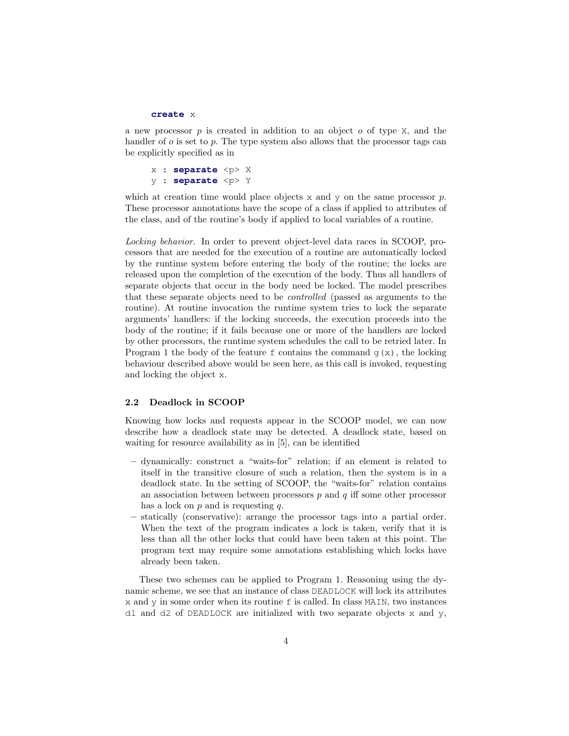```
create x
```

a new processor $p$ is created in addition to an object $o$ of type X, and the handler of $o$ is set to $p$. The type system also allows that the processor tags can be explicitly specified as in

```
x : separate <p> X
y : separate <p> Y
```

which at creation time would place objects x and y on the same processor $p$. These processor annotations have the scope of a class if applied to attributes of the class, and of the routine's body if applied to local variables of a routine.

*Locking behavior.* In order to prevent object-level data races in SCOOP, processors that are needed for the execution of a routine are automatically locked by the runtime system before entering the body of the routine; the locks are released upon the completion of the execution of the body. Thus all handlers of separate objects that occur in the body need be locked. The model prescribes that these separate objects need to be *controlled* (passed as arguments to the routine). At routine invocation the runtime system tries to lock the separate arguments' handlers: if the locking succeeds, the execution proceeds into the body of the routine; if it fails because one or more of the handlers are locked by other processors, the runtime system schedules the call to be retried later. In Program 1 the body of the feature f contains the command g(x), the locking behaviour described above would be seen here, as this call is invoked, requesting and locking the object x.

### 2.2 Deadlock in SCOOP

Knowing how locks and requests appear in the SCOOP model, we can now describe how a deadlock state may be detected. A deadlock state, based on waiting for resource availability as in [5], can be identified

- dynamically: construct a "waits-for" relation; if an element is related to itself in the transitive closure of such a relation, then the system is in a deadlock state. In the setting of SCOOP, the "waits-for" relation contains an association between between processors $p$ and $q$ iff some other processor has a lock on $p$ and is requesting $q$.
- statically (conservative): arrange the processor tags into a partial order. When the text of the program indicates a lock is taken, verify that it is less than all the other locks that could have been taken at this point. The program text may require some annotations establishing which locks have already been taken.

These two schemes can be applied to Program 1. Reasoning using the dynamic scheme, we see that an instance of class DEADLOCK will lock its attributes x and y in some order when its routine f is called. In class MAIN, two instances d1 and d2 of DEADLOCK are initialized with two separate objects x and y,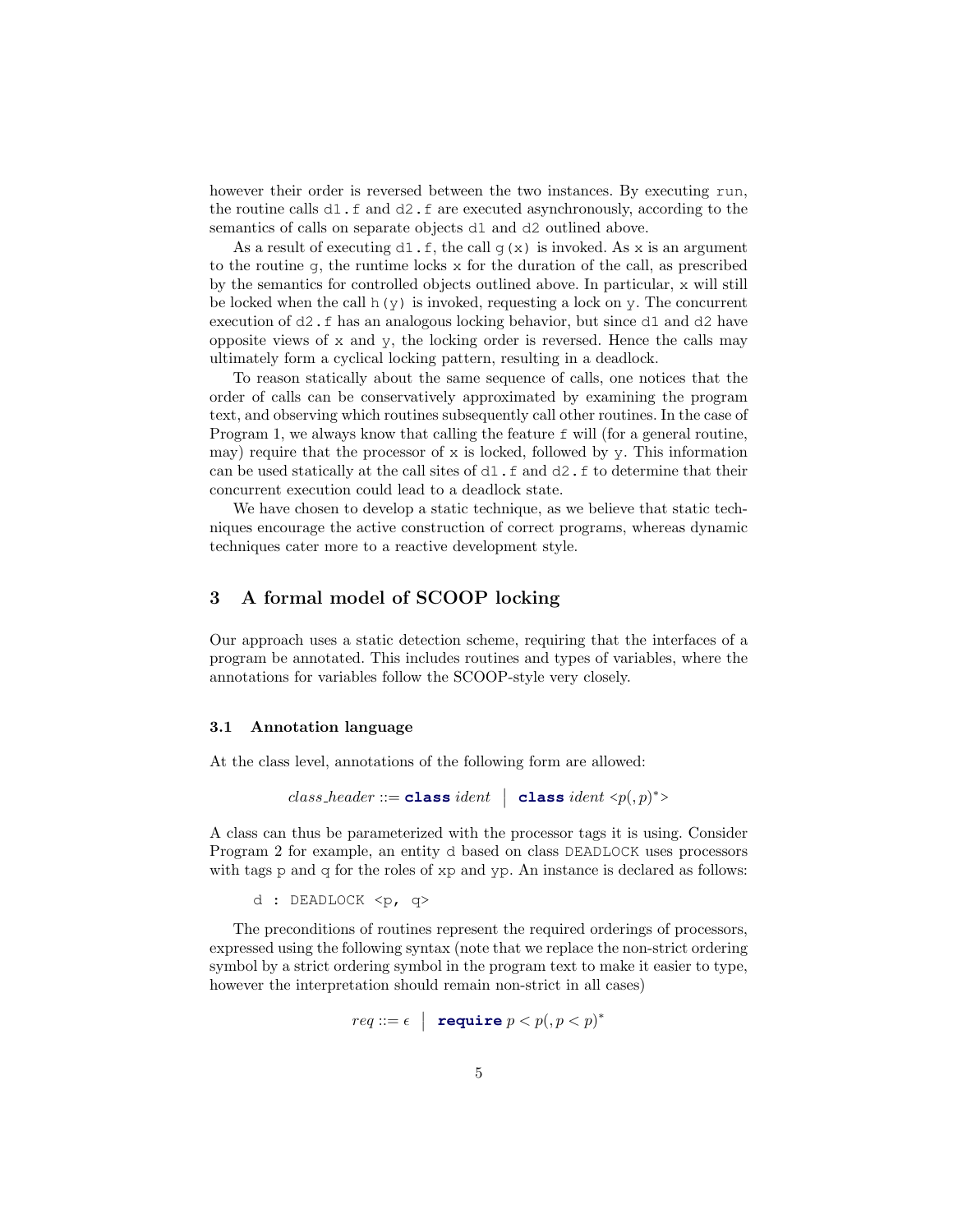however their order is reversed between the two instances. By executing `run`, the routine calls `d1.f` and `d2.f` are executed asynchronously, according to the semantics of calls on separate objects `d1` and `d2` outlined above.

As a result of executing `d1.f`, the call `g(x)` is invoked. As `x` is an argument to the routine `g`, the runtime locks `x` for the duration of the call, as prescribed by the semantics for controlled objects outlined above. In particular, `x` will still be locked when the call `h(y)` is invoked, requesting a lock on `y`. The concurrent execution of `d2.f` has an analogous locking behavior, but since `d1` and `d2` have opposite views of `x` and `y`, the locking order is reversed. Hence the calls may ultimately form a cyclical locking pattern, resulting in a deadlock.

To reason statically about the same sequence of calls, one notices that the order of calls can be conservatively approximated by examining the program text, and observing which routines subsequently call other routines. In the case of Program 1, we always know that calling the feature `f` will (for a general routine, may) require that the processor of `x` is locked, followed by `y`. This information can be used statically at the call sites of `d1.f` and `d2.f` to determine that their concurrent execution could lead to a deadlock state.

We have chosen to develop a static technique, as we believe that static techniques encourage the active construction of correct programs, whereas dynamic techniques cater more to a reactive development style.

## 3 A formal model of SCOOP locking

Our approach uses a static detection scheme, requiring that the interfaces of a program be annotated. This includes routines and types of variables, where the annotations for variables follow the SCOOP-style very closely.

### 3.1 Annotation language

At the class level, annotations of the following form are allowed:

$$\textit{class\_header} ::= \textbf{class}\ \textit{ident}\ \ \big|\ \ \textbf{class}\ \textit{ident}\ {<}p(,p)^*{>}$$

A class can thus be parameterized with the processor tags it is using. Consider Program 2 for example, an entity `d` based on class `DEADLOCK` uses processors with tags `p` and `q` for the roles of `xp` and `yp`. An instance is declared as follows:

```
d : DEADLOCK <p, q>
```

The preconditions of routines represent the required orderings of processors, expressed using the following syntax (note that we replace the non-strict ordering symbol by a strict ordering symbol in the program text to make it easier to type, however the interpretation should remain non-strict in all cases)

$$req ::= \epsilon\ \ \big|\ \ \textbf{require}\ p < p(,p < p)^*$$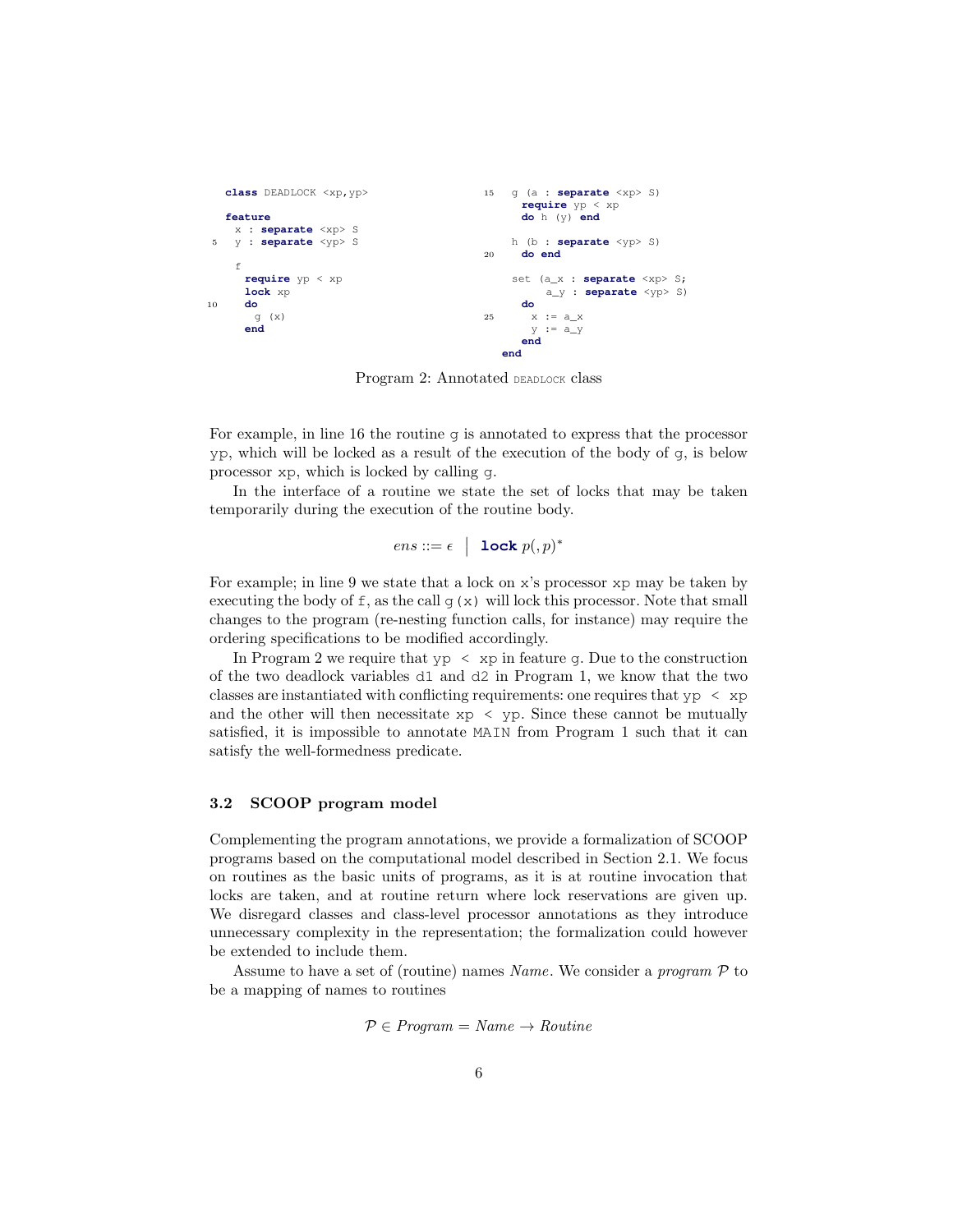```
class DEADLOCK <xp,yp>

feature
  x : separate <xp> S
  y : separate <yp> S

  f
    require yp < xp
    lock xp
    do
      g (x)
    end

  g (a : separate <xp> S)
    require yp < xp
    do h (y) end

  h (b : separate <yp> S)
    do end

  set (a_x : separate <xp> S;
       a_y : separate <yp> S)
    do
      x := a_x
      y := a_y
    end
end
```

Program 2: Annotated DEADLOCK class

For example, in line 16 the routine g is annotated to express that the processor yp, which will be locked as a result of the execution of the body of g, is below processor xp, which is locked by calling g.

In the interface of a routine we state the set of locks that may be taken temporarily during the execution of the routine body.

$$ens ::= \epsilon \;\; | \;\; \textbf{lock}\; p(,p)^*$$

For example; in line 9 we state that a lock on x's processor xp may be taken by executing the body of f, as the call g(x) will lock this processor. Note that small changes to the program (re-nesting function calls, for instance) may require the ordering specifications to be modified accordingly.

In Program 2 we require that yp < xp in feature g. Due to the construction of the two deadlock variables d1 and d2 in Program 1, we know that the two classes are instantiated with conflicting requirements: one requires that yp < xp and the other will then necessitate xp < yp. Since these cannot be mutually satisfied, it is impossible to annotate MAIN from Program 1 such that it can satisfy the well-formedness predicate.

### 3.2 SCOOP program model

Complementing the program annotations, we provide a formalization of SCOOP programs based on the computational model described in Section 2.1. We focus on routines as the basic units of programs, as it is at routine invocation that locks are taken, and at routine return where lock reservations are given up. We disregard classes and class-level processor annotations as they introduce unnecessary complexity in the representation; the formalization could however be extended to include them.

Assume to have a set of (routine) names *Name*. We consider a *program* $\mathcal{P}$ to be a mapping of names to routines

$$\mathcal{P} \in \mathit{Program} = \mathit{Name} \rightarrow \mathit{Routine}$$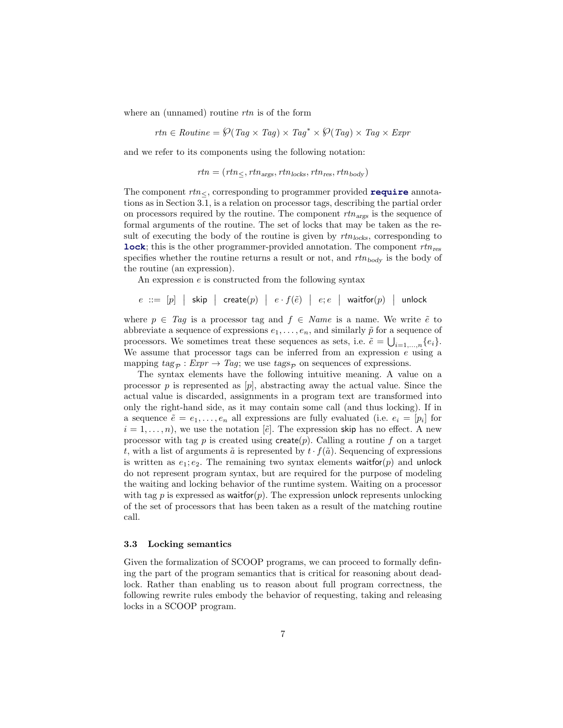where an (unnamed) routine $rtn$ is of the form

$$rtn \in Routine = \wp(Tag \times Tag) \times Tag^* \times \wp(Tag) \times Tag \times Expr$$

and we refer to its components using the following notation:

$$rtn = (rtn_{\leq}, rtn_{args}, rtn_{locks}, rtn_{res}, rtn_{body})$$

The component $rtn_{\leq}$, corresponding to programmer provided **require** annotations as in Section 3.1, is a relation on processor tags, describing the partial order on processors required by the routine. The component $rtn_{args}$ is the sequence of formal arguments of the routine. The set of locks that may be taken as the result of executing the body of the routine is given by $rtn_{locks}$, corresponding to **lock**; this is the other programmer-provided annotation. The component $rtn_{res}$ specifies whether the routine returns a result or not, and $rtn_{body}$ is the body of the routine (an expression).

An expression $e$ is constructed from the following syntax

$$e \ ::= \ [p] \ \mid \ \mathsf{skip} \ \mid \ \mathsf{create}(p) \ \mid \ e \cdot f(\tilde{e}) \ \mid \ e; e \ \mid \ \mathsf{waitfor}(p) \ \mid \ \mathsf{unlock}$$

where $p \in Tag$ is a processor tag and $f \in Name$ is a name. We write $\tilde{e}$ to abbreviate a sequence of expressions $e_1, \ldots, e_n$, and similarly $\tilde{p}$ for a sequence of processors. We sometimes treat these sequences as sets, i.e. $\tilde{e} = \bigcup_{i=1,\ldots,n}\{e_i\}$. We assume that processor tags can be inferred from an expression $e$ using a mapping $tag_{\mathcal{P}} : Expr \to Tag$; we use $tags_{\mathcal{P}}$ on sequences of expressions.

The syntax elements have the following intuitive meaning. A value on a processor $p$ is represented as $[p]$, abstracting away the actual value. Since the actual value is discarded, assignments in a program text are transformed into only the right-hand side, as it may contain some call (and thus locking). If in a sequence $\tilde{e} = e_1, \ldots, e_n$ all expressions are fully evaluated (i.e. $e_i = [p_i]$ for $i = 1, \ldots, n$), we use the notation $[\tilde{e}]$. The expression $\mathsf{skip}$ has no effect. A new processor with tag $p$ is created using $\mathsf{create}(p)$. Calling a routine $f$ on a target $t$, with a list of arguments $\tilde{a}$ is represented by $t \cdot f(\tilde{a})$. Sequencing of expressions is written as $e_1; e_2$. The remaining two syntax elements $\mathsf{waitfor}(p)$ and $\mathsf{unlock}$ do not represent program syntax, but are required for the purpose of modeling the waiting and locking behavior of the runtime system. Waiting on a processor with tag $p$ is expressed as $\mathsf{waitfor}(p)$. The expression $\mathsf{unlock}$ represents unlocking of the set of processors that has been taken as a result of the matching routine call.

### 3.3 Locking semantics

Given the formalization of SCOOP programs, we can proceed to formally defining the part of the program semantics that is critical for reasoning about deadlock. Rather than enabling us to reason about full program correctness, the following rewrite rules embody the behavior of requesting, taking and releasing locks in a SCOOP program.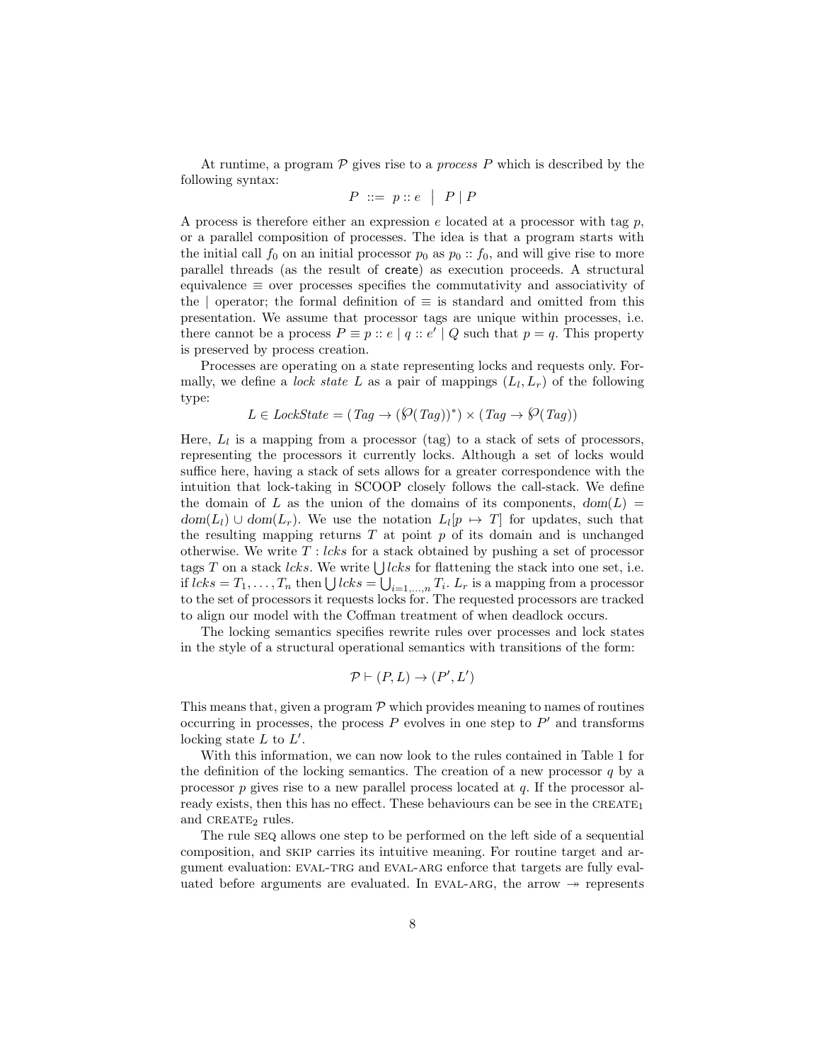At runtime, a program $\mathcal{P}$ gives rise to a *process* $P$ which is described by the following syntax:

$$P \ ::= \ p :: e \ \mid \ P \mid P$$

A process is therefore either an expression $e$ located at a processor with tag $p$, or a parallel composition of processes. The idea is that a program starts with the initial call $f_0$ on an initial processor $p_0$ as $p_0 :: f_0$, and will give rise to more parallel threads (as the result of $\mathsf{create}$) as execution proceeds. A structural equivalence $\equiv$ over processes specifies the commutativity and associativity of the $\mid$ operator; the formal definition of $\equiv$ is standard and omitted from this presentation. We assume that processor tags are unique within processes, i.e. there cannot be a process $P \equiv p :: e \mid q :: e' \mid Q$ such that $p = q$. This property is preserved by process creation.

Processes are operating on a state representing locks and requests only. Formally, we define a *lock state* $L$ as a pair of mappings $(L_l, L_r)$ of the following type:

$$L \in \mathit{LockState} = (\mathit{Tag} \rightarrow (\wp(\mathit{Tag}))^*) \times (\mathit{Tag} \rightarrow \wp(\mathit{Tag}))$$

Here, $L_l$ is a mapping from a processor (tag) to a stack of sets of processors, representing the processors it currently locks. Although a set of locks would suffice here, having a stack of sets allows for a greater correspondence with the intuition that lock-taking in SCOOP closely follows the call-stack. We define the domain of $L$ as the union of the domains of its components, $dom(L) = dom(L_l) \cup dom(L_r)$. We use the notation $L_l[p \mapsto T]$ for updates, such that the resulting mapping returns $T$ at point $p$ of its domain and is unchanged otherwise. We write $T : lcks$ for a stack obtained by pushing a set of processor tags $T$ on a stack $lcks$. We write $\bigcup lcks$ for flattening the stack into one set, i.e. if $lcks = T_1, \ldots, T_n$ then $\bigcup lcks = \bigcup_{i=1,\ldots,n} T_i$. $L_r$ is a mapping from a processor to the set of processors it requests locks for. The requested processors are tracked to align our model with the Coffman treatment of when deadlock occurs.

The locking semantics specifies rewrite rules over processes and lock states in the style of a structural operational semantics with transitions of the form:

$$\mathcal{P} \vdash (P, L) \rightarrow (P', L')$$

This means that, given a program $\mathcal{P}$ which provides meaning to names of routines occurring in processes, the process $P$ evolves in one step to $P'$ and transforms locking state $L$ to $L'$.

With this information, we can now look to the rules contained in Table 1 for the definition of the locking semantics. The creation of a new processor $q$ by a processor $p$ gives rise to a new parallel process located at $q$. If the processor already exists, then this has no effect. These behaviours can be see in the CREATE$_1$ and CREATE$_2$ rules.

The rule SEQ allows one step to be performed on the left side of a sequential composition, and SKIP carries its intuitive meaning. For routine target and argument evaluation: EVAL-TRG and EVAL-ARG enforce that targets are fully evaluated before arguments are evaluated. In EVAL-ARG, the arrow $\twoheadrightarrow$ represents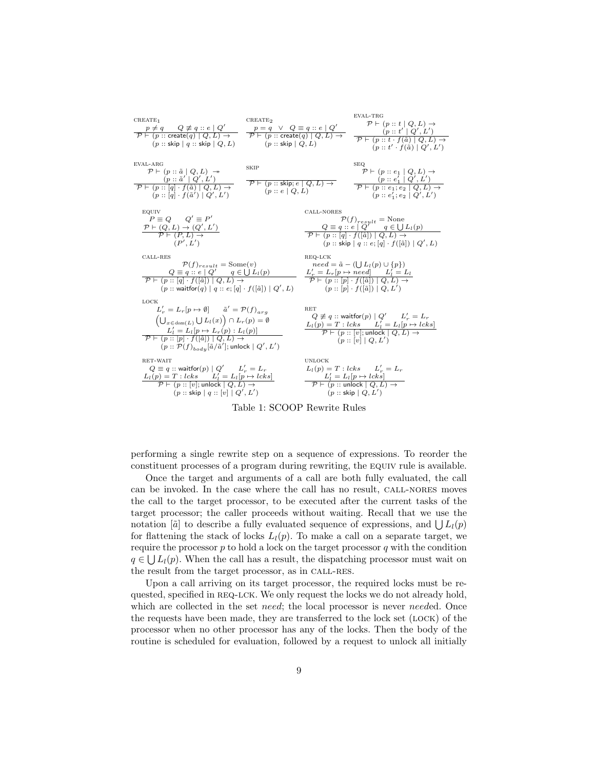CREATE$_1$

$$\frac{p \neq q \qquad Q \not\equiv q :: e \mid Q'}{\mathcal{P} \vdash (p :: \mathsf{create}(q) \mid Q, L) \rightarrow (p :: \mathsf{skip} \mid q :: \mathsf{skip} \mid Q, L)}$$

CREATE$_2$

$$\frac{p = q \quad \vee \quad Q \equiv q :: e \mid Q'}{\mathcal{P} \vdash (p :: \mathsf{create}(q) \mid Q, L) \rightarrow (p :: \mathsf{skip} \mid Q, L)}$$

EVAL-TRG

$$\frac{\mathcal{P} \vdash (p :: t \mid Q, L) \rightarrow (p :: t' \mid Q', L')}{\mathcal{P} \vdash (p :: t \cdot f(\tilde{a}) \mid Q, L) \rightarrow (p :: t' \cdot f(\tilde{a}) \mid Q', L')}$$

EVAL-ARG

$$\frac{\mathcal{P} \vdash (p :: \tilde{a} \mid Q, L) \twoheadrightarrow (p :: \tilde{a}' \mid Q', L')}{\mathcal{P} \vdash (p :: [q] \cdot f(\tilde{a}) \mid Q, L) \rightarrow (p :: [q] \cdot f(\tilde{a}') \mid Q', L')}$$

SKIP

$$\frac{}{\mathcal{P} \vdash (p :: \mathsf{skip}; e \mid Q, L) \rightarrow (p :: e \mid Q, L)}$$

SEQ

$$\frac{\mathcal{P} \vdash (p :: e_1 \mid Q, L) \rightarrow (p :: e_1' \mid Q', L')}{\mathcal{P} \vdash (p :: e_1; e_2 \mid Q, L) \rightarrow (p :: e_1'; e_2 \mid Q', L')}$$

EQUIV

$$\frac{P \equiv Q \qquad Q' \equiv P' \qquad \mathcal{P} \vdash (Q, L) \rightarrow (Q', L')}{\mathcal{P} \vdash (P, L) \rightarrow (P', L')}$$

CALL-NORES

$$\frac{\mathcal{P}(f)_{result} = \text{None} \qquad Q \equiv q :: e \mid Q' \qquad q \in \bigcup L_l(p)}{\mathcal{P} \vdash (p :: [q] \cdot f([\tilde{a}]) \mid Q, L) \rightarrow (p :: \mathsf{skip} \mid q :: e; [q] \cdot f([\tilde{a}]) \mid Q', L)}$$

CALL-RES

$$\frac{\mathcal{P}(f)_{result} = \text{Some}(v) \qquad Q \equiv q :: e \mid Q' \qquad q \in \bigcup L_l(p)}{\mathcal{P} \vdash (p :: [q] \cdot f([\tilde{a}]) \mid Q, L) \rightarrow (p :: \mathsf{waitfor}(q) \mid q :: e; [q] \cdot f([\tilde{a}]) \mid Q', L)}$$

REQ-LCK

$$\frac{need = \tilde{a} - (\bigcup L_l(p) \cup \{p\}) \qquad L_r' = L_r[p \mapsto need] \qquad L_l' = L_l}{\mathcal{P} \vdash (p :: [p] \cdot f([\tilde{a}]) \mid Q, L) \rightarrow (p :: [p] \cdot f([\tilde{a}]) \mid Q, L')}$$

LOCK

$$\frac{L_r' = L_r[p \mapsto \emptyset] \qquad \tilde{a}' = \mathcal{P}(f)_{arg} \qquad \left(\bigcup_{x \in dom(L)} \bigcup L_l(x)\right) \cap L_r(p) = \emptyset \qquad L_l' = L_l[p \mapsto L_r(p) : L_l(p)]}{\mathcal{P} \vdash (p :: [p] \cdot f([\tilde{a}]) \mid Q, L) \rightarrow (p :: \mathcal{P}(f)_{body}[\tilde{a}/\tilde{a}']; \mathsf{unlock} \mid Q', L')}$$

RET

$$\frac{Q \not\equiv q :: \mathsf{waitfor}(p) \mid Q' \qquad L_r' = L_r \qquad L_l(p) = T : lcks \qquad L_l' = L_l[p \mapsto lcks]}{\mathcal{P} \vdash (p :: [v]; \mathsf{unlock} \mid Q, L) \rightarrow (p :: [v] \mid Q, L')}$$

RET-WAIT

$$\frac{Q \equiv q :: \mathsf{waitfor}(p) \mid Q' \qquad L_r' = L_r \qquad L_l(p) = T : lcks \qquad L_l' = L_l[p \mapsto lcks]}{\mathcal{P} \vdash (p :: [v]; \mathsf{unlock} \mid Q, L) \rightarrow (p :: \mathsf{skip} \mid q :: [v] \mid Q', L')}$$

UNLOCK

$$\frac{L_l(p) = T : lcks \qquad L_r' = L_r \qquad L_l' = L_l[p \mapsto lcks]}{\mathcal{P} \vdash (p :: \mathsf{unlock} \mid Q, L) \rightarrow (p :: \mathsf{skip} \mid Q, L')}$$

Table 1: SCOOP Rewrite Rules

performing a single rewrite step on a sequence of expressions. To reorder the constituent processes of a program during rewriting, the EQUIV rule is available.

Once the target and arguments of a call are both fully evaluated, the call can be invoked. In the case where the call has no result, CALL-NORES moves the call to the target processor, to be executed after the current tasks of the target processor; the caller proceeds without waiting. Recall that we use the notation $[\tilde{a}]$ to describe a fully evaluated sequence of expressions, and $\bigcup L_l(p)$ for flattening the stack of locks $L_l(p)$. To make a call on a separate target, we require the processor $p$ to hold a lock on the target processor $q$ with the condition $q \in \bigcup L_l(p)$. When the call has a result, the dispatching processor must wait on the result from the target processor, as in CALL-RES.

Upon a call arriving on its target processor, the required locks must be requested, specified in REQ-LCK. We only request the locks we do not already hold, which are collected in the set *need*; the local processor is never *need*ed. Once the requests have been made, they are transferred to the lock set (LOCK) of the processor when no other processor has any of the locks. Then the body of the routine is scheduled for evaluation, followed by a request to unlock all initially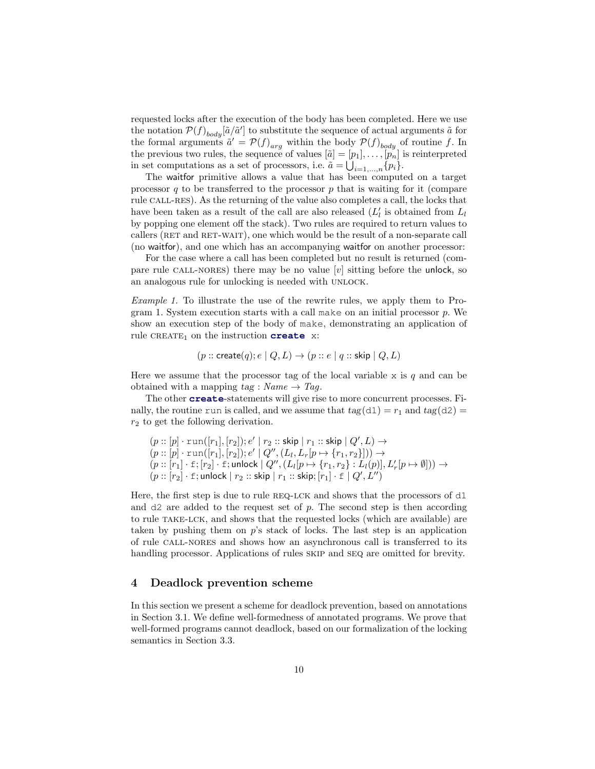requested locks after the execution of the body has been completed. Here we use the notation $\mathcal{P}(f)_{body}[\tilde{a}/\tilde{a}']$ to substitute the sequence of actual arguments $\tilde{a}$ for the formal arguments $\tilde{a}' = \mathcal{P}(f)_{arg}$ within the body $\mathcal{P}(f)_{body}$ of routine $f$. In the previous two rules, the sequence of values $[\tilde{a}] = [p_1], \ldots, [p_n]$ is reinterpreted in set computations as a set of processors, i.e. $\tilde{a} = \bigcup_{i=1,\ldots,n} \{p_i\}$.

The waitfor primitive allows a value that has been computed on a target processor $q$ to be transferred to the processor $p$ that is waiting for it (compare rule CALL-RES). As the returning of the value also completes a call, the locks that have been taken as a result of the call are also released ($L'_l$ is obtained from $L_l$ by popping one element off the stack). Two rules are required to return values to callers (RET and RET-WAIT), one which would be the result of a non-separate call (no waitfor), and one which has an accompanying waitfor on another processor:

For the case where a call has been completed but no result is returned (compare rule CALL-NORES) there may be no value $[v]$ sitting before the unlock, so an analogous rule for unlocking is needed with UNLOCK.

*Example 1.* To illustrate the use of the rewrite rules, we apply them to Program 1. System execution starts with a call `make` on an initial processor $p$. We show an execution step of the body of `make`, demonstrating an application of rule $\text{CREATE}_1$ on the instruction **`create`** `x`:

$$(p :: \mathsf{create}(q); e \mid Q, L) \rightarrow (p :: e \mid q :: \mathsf{skip} \mid Q, L)$$

Here we assume that the processor tag of the local variable `x` is $q$ and can be obtained with a mapping $tag : Name \rightarrow Tag$.

The other **`create`**-statements will give rise to more concurrent processes. Finally, the routine `run` is called, and we assume that $tag(\mathtt{d1}) = r_1$ and $tag(\mathtt{d2}) = r_2$ to get the following derivation.

$$\begin{aligned}
&(p :: [p] \cdot \mathtt{run}([r_1],[r_2]); e' \mid r_2 :: \mathsf{skip} \mid r_1 :: \mathsf{skip} \mid Q', L) \rightarrow \\
&(p :: [p] \cdot \mathtt{run}([r_1],[r_2]); e' \mid Q'', (L_l, L_r[p \mapsto \{r_1, r_2\}])) \rightarrow \\
&(p :: [r_1] \cdot \mathtt{f}; [r_2] \cdot \mathtt{f}; \mathsf{unlock} \mid Q'', (L_l[p \mapsto \{r_1, r_2\} : L_l(p)], L'_r[p \mapsto \emptyset])) \rightarrow \\
&(p :: [r_2] \cdot \mathtt{f}; \mathsf{unlock} \mid r_2 :: \mathsf{skip} \mid r_1 :: \mathsf{skip}; [r_1] \cdot \mathtt{f} \mid Q', L'')
\end{aligned}$$

Here, the first step is due to rule REQ-LCK and shows that the processors of `d1` and `d2` are added to the request set of $p$. The second step is then according to rule TAKE-LCK, and shows that the requested locks (which are available) are taken by pushing them on $p$'s stack of locks. The last step is an application of rule CALL-NORES and shows how an asynchronous call is transferred to its handling processor. Applications of rules SKIP and SEQ are omitted for brevity.

## 4 Deadlock prevention scheme

In this section we present a scheme for deadlock prevention, based on annotations in Section 3.1. We define well-formedness of annotated programs. We prove that well-formed programs cannot deadlock, based on our formalization of the locking semantics in Section 3.3.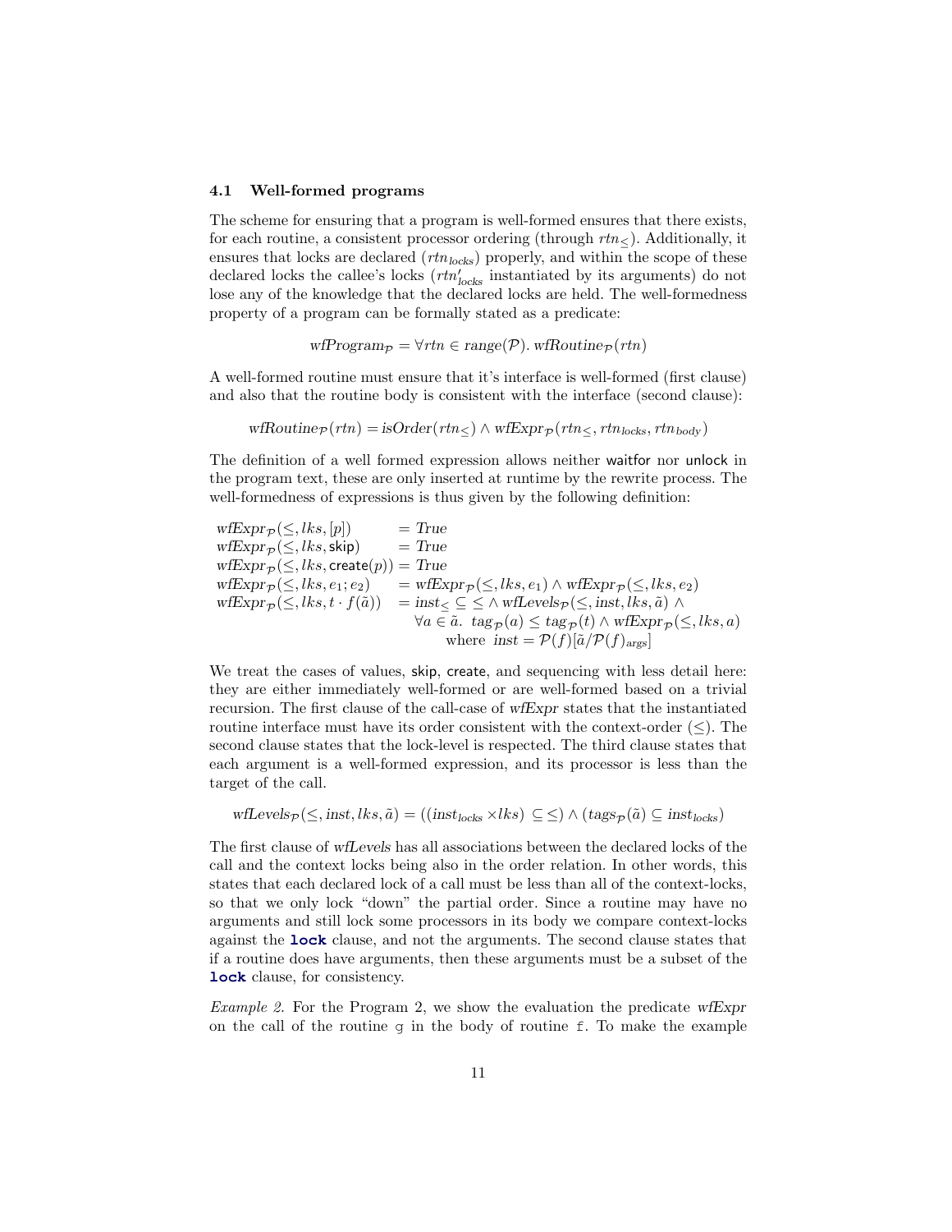### 4.1 Well-formed programs

The scheme for ensuring that a program is well-formed ensures that there exists, for each routine, a consistent processor ordering (through $rtn_{\leq}$). Additionally, it ensures that locks are declared ($rtn_{locks}$) properly, and within the scope of these declared locks the callee's locks ($rtn'_{locks}$ instantiated by its arguments) do not lose any of the knowledge that the declared locks are held. The well-formedness property of a program can be formally stated as a predicate:

$$wfProgram_{\mathcal{P}} = \forall rtn \in range(\mathcal{P}).\ wfRoutine_{\mathcal{P}}(rtn)$$

A well-formed routine must ensure that it's interface is well-formed (first clause) and also that the routine body is consistent with the interface (second clause):

$$wfRoutine_{\mathcal{P}}(rtn) = isOrder(rtn_{\leq}) \land wfExpr_{\mathcal{P}}(rtn_{\leq}, rtn_{locks}, rtn_{body})$$

The definition of a well formed expression allows neither $\mathsf{waitfor}$ nor $\mathsf{unlock}$ in the program text, these are only inserted at runtime by the rewrite process. The well-formedness of expressions is thus given by the following definition:

$$
\begin{array}{ll}
wfExpr_{\mathcal{P}}(\leq, lks, [p]) & = True \\
wfExpr_{\mathcal{P}}(\leq, lks, \mathsf{skip}) & = True \\
wfExpr_{\mathcal{P}}(\leq, lks, \mathsf{create}(p)) & = True \\
wfExpr_{\mathcal{P}}(\leq, lks, e_1; e_2) & = wfExpr_{\mathcal{P}}(\leq, lks, e_1) \land wfExpr_{\mathcal{P}}(\leq, lks, e_2) \\
wfExpr_{\mathcal{P}}(\leq, lks, t \cdot f(\tilde{a})) & = inst_{\leq} \subseteq \leq \land wfLevels_{\mathcal{P}}(\leq, inst, lks, \tilde{a}) \land \\
& \quad \forall a \in \tilde{a}.\ tag_{\mathcal{P}}(a) \leq tag_{\mathcal{P}}(t) \land wfExpr_{\mathcal{P}}(\leq, lks, a) \\
& \qquad \text{where } inst = \mathcal{P}(f)[\tilde{a}/\mathcal{P}(f)_{\text{args}}]
\end{array}
$$

We treat the cases of values, $\mathsf{skip}$, $\mathsf{create}$, and sequencing with less detail here: they are either immediately well-formed or are well-formed based on a trivial recursion. The first clause of the call-case of *wfExpr* states that the instantiated routine interface must have its order consistent with the context-order ($\leq$). The second clause states that the lock-level is respected. The third clause states that each argument is a well-formed expression, and its processor is less than the target of the call.

$$wfLevels_{\mathcal{P}}(\leq, inst, lks, \tilde{a}) = ((inst_{locks} \times lks) \subseteq \leq) \land (tags_{\mathcal{P}}(\tilde{a}) \subseteq inst_{locks})$$

The first clause of *wfLevels* has all associations between the declared locks of the call and the context locks being also in the order relation. In other words, this states that each declared lock of a call must be less than all of the context-locks, so that we only lock "down" the partial order. Since a routine may have no arguments and still lock some processors in its body we compare context-locks against the **`lock`** clause, and not the arguments. The second clause states that if a routine does have arguments, then these arguments must be a subset of the **`lock`** clause, for consistency.

*Example 2.* For the Program 2, we show the evaluation the predicate *wfExpr* on the call of the routine `g` in the body of routine `f`. To make the example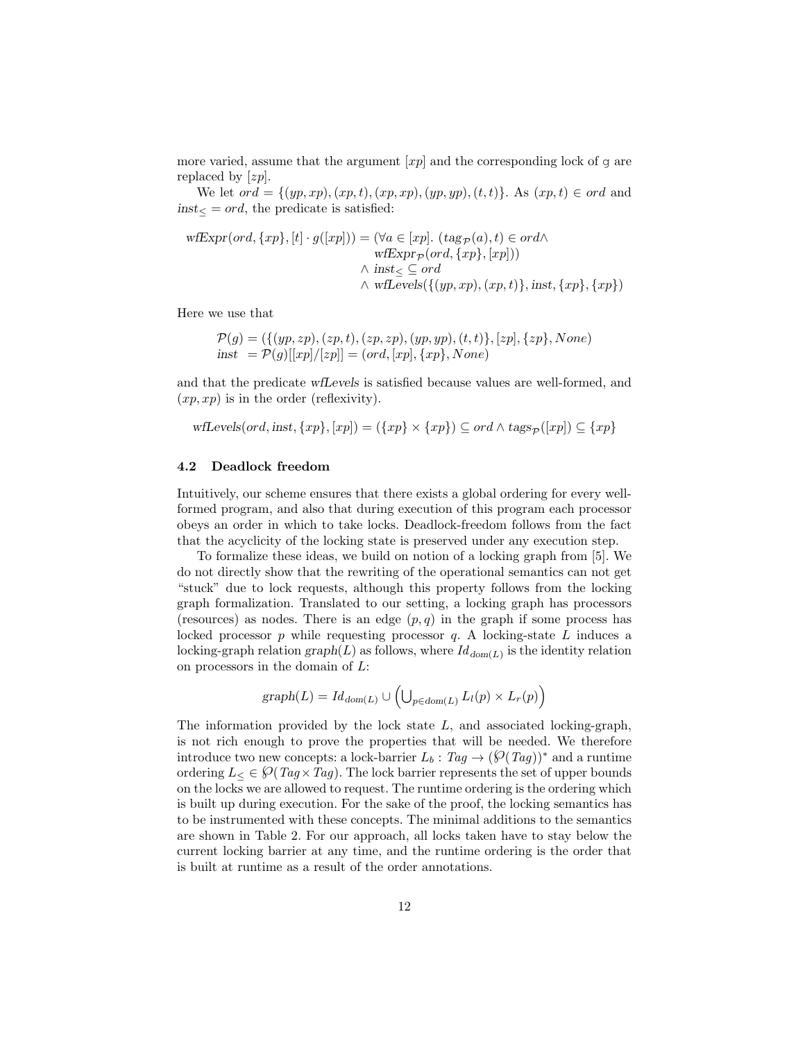more varied, assume that the argument $[xp]$ and the corresponding lock of $g$ are replaced by $[zp]$.

We let $ord = \{(yp, xp), (xp, t), (xp, xp), (yp, yp), (t, t)\}$. As $(xp, t) \in ord$ and $inst_{\leq} = ord$, the predicate is satisfied:

$$
\begin{aligned}
wfExpr(ord, \{xp\}, [t] \cdot g([xp])) = (&\forall a \in [xp].\ (tag_{\mathcal{P}}(a), t) \in ord \wedge \\
&wfExpr_{\mathcal{P}}(ord, \{xp\}, [xp])) \\
&\wedge\ inst_{\leq} \subseteq ord \\
&\wedge\ wfLevels(\{(yp, xp), (xp, t)\}, inst, \{xp\}, \{xp\})
\end{aligned}
$$

Here we use that

$$
\begin{aligned}
\mathcal{P}(g) &= (\{(yp, zp), (zp, t), (zp, zp), (yp, yp), (t, t)\}, [zp], \{zp\}, None) \\
inst &= \mathcal{P}(g)[[xp]/[zp]] = (ord, [xp], \{xp\}, None)
\end{aligned}
$$

and that the predicate *wfLevels* is satisfied because values are well-formed, and $(xp, xp)$ is in the order (reflexivity).

$$
wfLevels(ord, inst, \{xp\}, [xp]) = (\{xp\} \times \{xp\}) \subseteq ord \wedge tags_{\mathcal{P}}([xp]) \subseteq \{xp\}
$$

### 4.2 Deadlock freedom

Intuitively, our scheme ensures that there exists a global ordering for every well-formed program, and also that during execution of this program each processor obeys an order in which to take locks. Deadlock-freedom follows from the fact that the acyclicity of the locking state is preserved under any execution step.

To formalize these ideas, we build on notion of a locking graph from [5]. We do not directly show that the rewriting of the operational semantics can not get "stuck" due to lock requests, although this property follows from the locking graph formalization. Translated to our setting, a locking graph has processors (resources) as nodes. There is an edge $(p, q)$ in the graph if some process has locked processor $p$ while requesting processor $q$. A locking-state $L$ induces a locking-graph relation $graph(L)$ as follows, where $Id_{dom(L)}$ is the identity relation on processors in the domain of $L$:

$$
graph(L) = Id_{dom(L)} \cup \left( \bigcup_{p \in dom(L)} L_l(p) \times L_r(p) \right)
$$

The information provided by the lock state $L$, and associated locking-graph, is not rich enough to prove the properties that will be needed. We therefore introduce two new concepts: a lock-barrier $L_b : Tag \rightarrow (\wp(Tag))^*$ and a runtime ordering $L_{\leq} \in \wp(Tag \times Tag)$. The lock barrier represents the set of upper bounds on the locks we are allowed to request. The runtime ordering is the ordering which is built up during execution. For the sake of the proof, the locking semantics has to be instrumented with these concepts. The minimal additions to the semantics are shown in Table 2. For our approach, all locks taken have to stay below the current locking barrier at any time, and the runtime ordering is the order that is built at runtime as a result of the order annotations.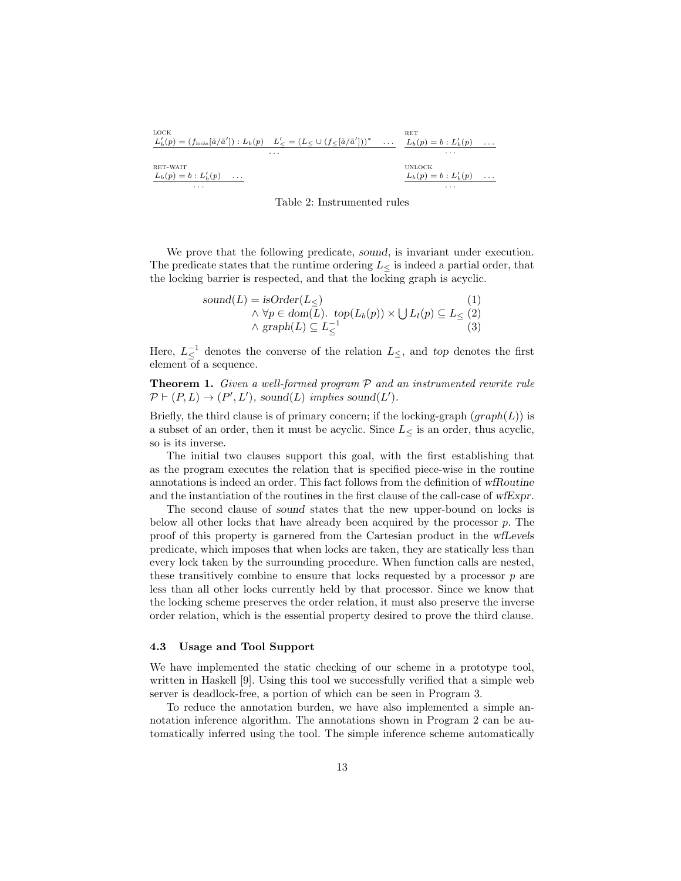$$\frac{\text{LOCK} \quad L_b'(p) = (f_{\text{locks}}[\tilde{a}/\tilde{a}']) : L_b(p) \quad L_\leq' = (L_\leq \cup (f_\leq[\tilde{a}/\tilde{a}']))^* \quad \ldots}{\ldots} \qquad \frac{\text{RET} \quad L_b(p) = b : L_b'(p) \quad \ldots}{\ldots}$$

$$\frac{\text{RET-WAIT} \quad L_b(p) = b : L_b'(p) \quad \ldots}{\ldots} \qquad \frac{\text{UNLOCK} \quad L_b(p) = b : L_b'(p) \quad \ldots}{\ldots}$$

Table 2: Instrumented rules

We prove that the following predicate, *sound*, is invariant under execution. The predicate states that the runtime ordering $L_\leq$ is indeed a partial order, that the locking barrier is respected, and that the locking graph is acyclic.

$$\begin{aligned} sound(L) = {} & isOrder(L_\leq) && (1)\\ & \wedge \forall p \in dom(L).\ top(L_b(p)) \times \bigcup L_l(p) \subseteq L_\leq && (2)\\ & \wedge graph(L) \subseteq L_\leq^{-1} && (3) \end{aligned}$$

Here, $L_\leq^{-1}$ denotes the converse of the relation $L_\leq$, and *top* denotes the first element of a sequence.

**Theorem 1.** *Given a well-formed program $\mathcal{P}$ and an instrumented rewrite rule $\mathcal{P} \vdash (P, L) \rightarrow (P', L')$, $sound(L)$ implies $sound(L')$.*

Briefly, the third clause is of primary concern; if the locking-graph ($graph(L)$) is a subset of an order, then it must be acyclic. Since $L_\leq$ is an order, thus acyclic, so is its inverse.

The initial two clauses support this goal, with the first establishing that as the program executes the relation that is specified piece-wise in the routine annotations is indeed an order. This fact follows from the definition of *wfRoutine* and the instantiation of the routines in the first clause of the call-case of *wfExpr*.

The second clause of *sound* states that the new upper-bound on locks is below all other locks that have already been acquired by the processor $p$. The proof of this property is garnered from the Cartesian product in the *wfLevels* predicate, which imposes that when locks are taken, they are statically less than every lock taken by the surrounding procedure. When function calls are nested, these transitively combine to ensure that locks requested by a processor $p$ are less than all other locks currently held by that processor. Since we know that the locking scheme preserves the order relation, it must also preserve the inverse order relation, which is the essential property desired to prove the third clause.

### 4.3 Usage and Tool Support

We have implemented the static checking of our scheme in a prototype tool, written in Haskell [9]. Using this tool we successfully verified that a simple web server is deadlock-free, a portion of which can be seen in Program 3.

To reduce the annotation burden, we have also implemented a simple annotation inference algorithm. The annotations shown in Program 2 can be automatically inferred using the tool. The simple inference scheme automatically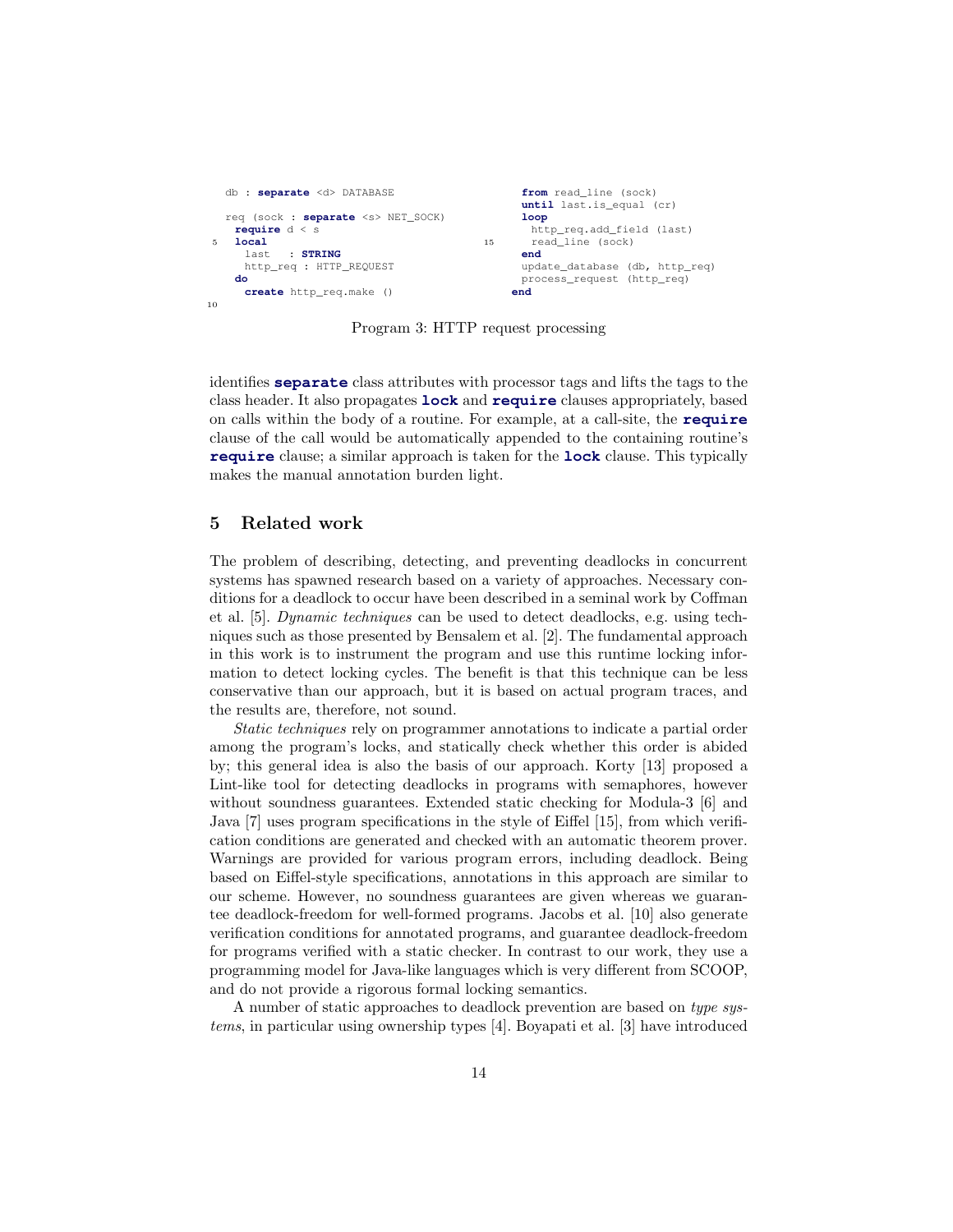```
  db : separate <d> DATABASE

  req (sock : separate <s> NET_SOCK)
   require d < s
5  local
    last   : STRING
    http_req : HTTP_REQUEST
   do
    create http_req.make ()
10
    from read_line (sock)
    until last.is_equal (cr)
    loop
     http_req.add_field (last)
15   read_line (sock)
    end
    update_database (db, http_req)
    process_request (http_req)
   end
```

Program 3: HTTP request processing

identifies **separate** class attributes with processor tags and lifts the tags to the class header. It also propagates **lock** and **require** clauses appropriately, based on calls within the body of a routine. For example, at a call-site, the **require** clause of the call would be automatically appended to the containing routine's **require** clause; a similar approach is taken for the **lock** clause. This typically makes the manual annotation burden light.

## 5 Related work

The problem of describing, detecting, and preventing deadlocks in concurrent systems has spawned research based on a variety of approaches. Necessary conditions for a deadlock to occur have been described in a seminal work by Coffman et al. [5]. *Dynamic techniques* can be used to detect deadlocks, e.g. using techniques such as those presented by Bensalem et al. [2]. The fundamental approach in this work is to instrument the program and use this runtime locking information to detect locking cycles. The benefit is that this technique can be less conservative than our approach, but it is based on actual program traces, and the results are, therefore, not sound.

*Static techniques* rely on programmer annotations to indicate a partial order among the program's locks, and statically check whether this order is abided by; this general idea is also the basis of our approach. Korty [13] proposed a Lint-like tool for detecting deadlocks in programs with semaphores, however without soundness guarantees. Extended static checking for Modula-3 [6] and Java [7] uses program specifications in the style of Eiffel [15], from which verification conditions are generated and checked with an automatic theorem prover. Warnings are provided for various program errors, including deadlock. Being based on Eiffel-style specifications, annotations in this approach are similar to our scheme. However, no soundness guarantees are given whereas we guarantee deadlock-freedom for well-formed programs. Jacobs et al. [10] also generate verification conditions for annotated programs, and guarantee deadlock-freedom for programs verified with a static checker. In contrast to our work, they use a programming model for Java-like languages which is very different from SCOOP, and do not provide a rigorous formal locking semantics.

A number of static approaches to deadlock prevention are based on *type systems*, in particular using ownership types [4]. Boyapati et al. [3] have introduced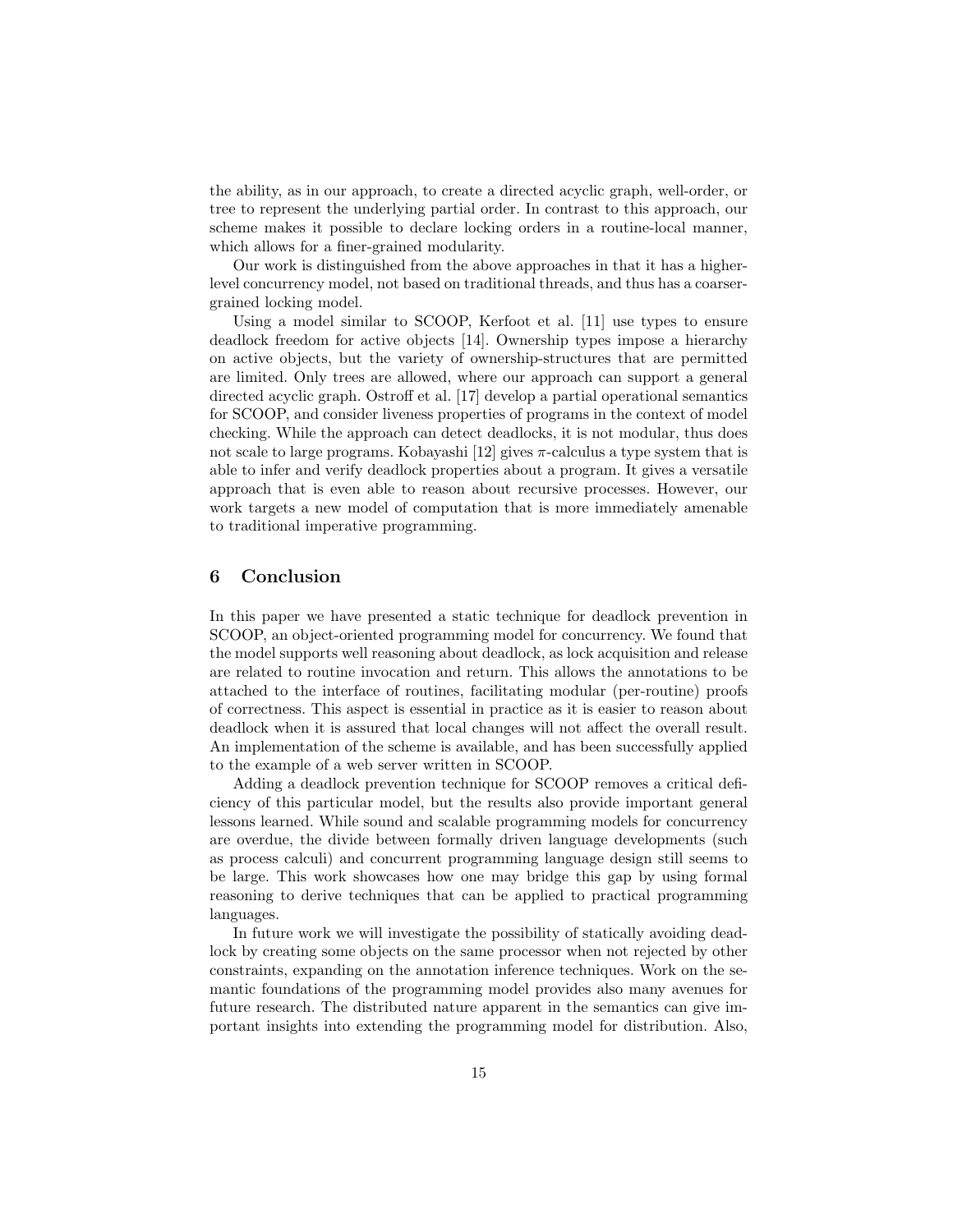the ability, as in our approach, to create a directed acyclic graph, well-order, or tree to represent the underlying partial order. In contrast to this approach, our scheme makes it possible to declare locking orders in a routine-local manner, which allows for a finer-grained modularity.

Our work is distinguished from the above approaches in that it has a higher-level concurrency model, not based on traditional threads, and thus has a coarser-grained locking model.

Using a model similar to SCOOP, Kerfoot et al. [11] use types to ensure deadlock freedom for active objects [14]. Ownership types impose a hierarchy on active objects, but the variety of ownership-structures that are permitted are limited. Only trees are allowed, where our approach can support a general directed acyclic graph. Ostroff et al. [17] develop a partial operational semantics for SCOOP, and consider liveness properties of programs in the context of model checking. While the approach can detect deadlocks, it is not modular, thus does not scale to large programs. Kobayashi [12] gives $\pi$-calculus a type system that is able to infer and verify deadlock properties about a program. It gives a versatile approach that is even able to reason about recursive processes. However, our work targets a new model of computation that is more immediately amenable to traditional imperative programming.

## 6 Conclusion

In this paper we have presented a static technique for deadlock prevention in SCOOP, an object-oriented programming model for concurrency. We found that the model supports well reasoning about deadlock, as lock acquisition and release are related to routine invocation and return. This allows the annotations to be attached to the interface of routines, facilitating modular (per-routine) proofs of correctness. This aspect is essential in practice as it is easier to reason about deadlock when it is assured that local changes will not affect the overall result. An implementation of the scheme is available, and has been successfully applied to the example of a web server written in SCOOP.

Adding a deadlock prevention technique for SCOOP removes a critical deficiency of this particular model, but the results also provide important general lessons learned. While sound and scalable programming models for concurrency are overdue, the divide between formally driven language developments (such as process calculi) and concurrent programming language design still seems to be large. This work showcases how one may bridge this gap by using formal reasoning to derive techniques that can be applied to practical programming languages.

In future work we will investigate the possibility of statically avoiding deadlock by creating some objects on the same processor when not rejected by other constraints, expanding on the annotation inference techniques. Work on the semantic foundations of the programming model provides also many avenues for future research. The distributed nature apparent in the semantics can give important insights into extending the programming model for distribution. Also,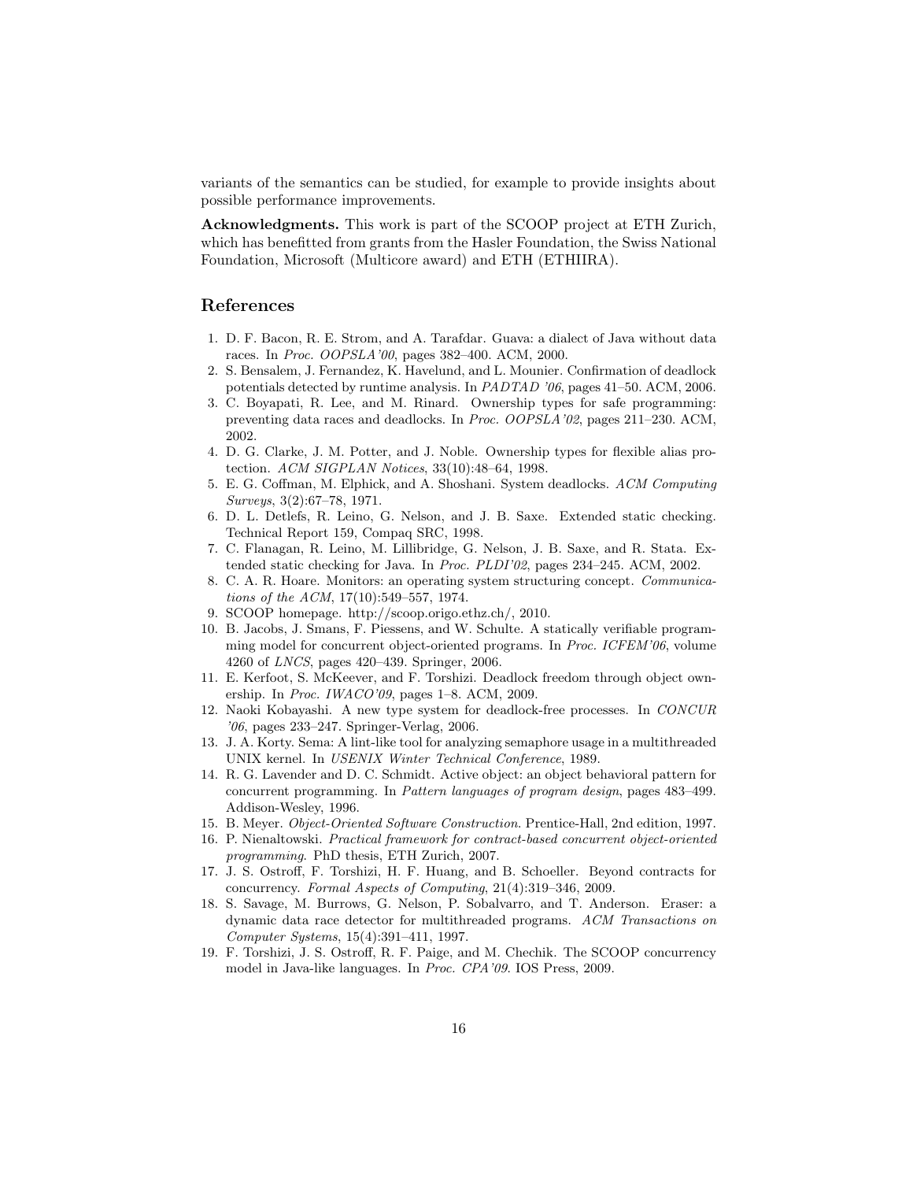variants of the semantics can be studied, for example to provide insights about possible performance improvements.

**Acknowledgments.** This work is part of the SCOOP project at ETH Zurich, which has benefitted from grants from the Hasler Foundation, the Swiss National Foundation, Microsoft (Multicore award) and ETH (ETHIIRA).

## References

1. D. F. Bacon, R. E. Strom, and A. Tarafdar. Guava: a dialect of Java without data races. In *Proc. OOPSLA'00*, pages 382–400. ACM, 2000.
2. S. Bensalem, J. Fernandez, K. Havelund, and L. Mounier. Confirmation of deadlock potentials detected by runtime analysis. In *PADTAD '06*, pages 41–50. ACM, 2006.
3. C. Boyapati, R. Lee, and M. Rinard. Ownership types for safe programming: preventing data races and deadlocks. In *Proc. OOPSLA'02*, pages 211–230. ACM, 2002.
4. D. G. Clarke, J. M. Potter, and J. Noble. Ownership types for flexible alias protection. *ACM SIGPLAN Notices*, 33(10):48–64, 1998.
5. E. G. Coffman, M. Elphick, and A. Shoshani. System deadlocks. *ACM Computing Surveys*, 3(2):67–78, 1971.
6. D. L. Detlefs, R. Leino, G. Nelson, and J. B. Saxe. Extended static checking. Technical Report 159, Compaq SRC, 1998.
7. C. Flanagan, R. Leino, M. Lillibridge, G. Nelson, J. B. Saxe, and R. Stata. Extended static checking for Java. In *Proc. PLDI'02*, pages 234–245. ACM, 2002.
8. C. A. R. Hoare. Monitors: an operating system structuring concept. *Communications of the ACM*, 17(10):549–557, 1974.
9. SCOOP homepage. http://scoop.origo.ethz.ch/, 2010.
10. B. Jacobs, J. Smans, F. Piessens, and W. Schulte. A statically verifiable programming model for concurrent object-oriented programs. In *Proc. ICFEM'06*, volume 4260 of *LNCS*, pages 420–439. Springer, 2006.
11. E. Kerfoot, S. McKeever, and F. Torshizi. Deadlock freedom through object ownership. In *Proc. IWACO'09*, pages 1–8. ACM, 2009.
12. Naoki Kobayashi. A new type system for deadlock-free processes. In *CONCUR '06*, pages 233–247. Springer-Verlag, 2006.
13. J. A. Korty. Sema: A lint-like tool for analyzing semaphore usage in a multithreaded UNIX kernel. In *USENIX Winter Technical Conference*, 1989.
14. R. G. Lavender and D. C. Schmidt. Active object: an object behavioral pattern for concurrent programming. In *Pattern languages of program design*, pages 483–499. Addison-Wesley, 1996.
15. B. Meyer. *Object-Oriented Software Construction*. Prentice-Hall, 2nd edition, 1997.
16. P. Nienaltowski. *Practical framework for contract-based concurrent object-oriented programming*. PhD thesis, ETH Zurich, 2007.
17. J. S. Ostroff, F. Torshizi, H. F. Huang, and B. Schoeller. Beyond contracts for concurrency. *Formal Aspects of Computing*, 21(4):319–346, 2009.
18. S. Savage, M. Burrows, G. Nelson, P. Sobalvarro, and T. Anderson. Eraser: a dynamic data race detector for multithreaded programs. *ACM Transactions on Computer Systems*, 15(4):391–411, 1997.
19. F. Torshizi, J. S. Ostroff, R. F. Paige, and M. Chechik. The SCOOP concurrency model in Java-like languages. In *Proc. CPA'09*. IOS Press, 2009.